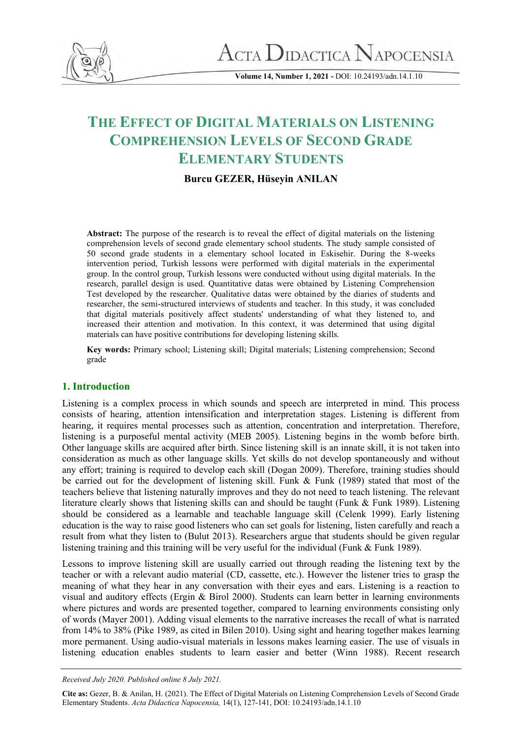# THE EFFECT OF DIGITAL MATERIALS ON LISTENING COMPREHENSION LEVELS OF SECOND GRADE ELEMENTARY STUDENTS

**Burcu GEZER, Hüseyin ANILAN**

**Abstract:** The purpose of the research is to reveal the effect of digital materials on the listening comprehension levels of second grade elementary school students. The study sample consisted of 50 second grade students in a elementary school located in Eskisehir. During the 8-weeks intervention period, Turkish lessons were performed with digital materials in the experimental group. In the control group, Turkish lessons were conducted without using digital materials. In the research, parallel design is used. Quantitative datas were obtained by Listening Comprehension Test developed by the researcher. Qualitative datas were obtained by the diaries of students and researcher, the semi-structured interviews of students and teacher. In this study, it was concluded that digital materials positively affect students' understanding of what they listened to, and increased their attention and motivation. In this context, it was determined that using digital materials can have positive contributions for developing listening skills.

**Key words:** Primary school; Listening skill; Digital materials; Listening comprehension; Second grade

## 1. Introduction

Listening is a complex process in which sounds and speech are interpreted in mind. This process consists of hearing, attention intensification and interpretation stages. Listening is different from hearing, it requires mental processes such as attention, concentration and interpretation. Therefore, listening is a purposeful mental activity (MEB 2005). Listening begins in the womb before birth. Other language skills are acquired after birth. Since listening skill is an innate skill, it is not taken into consideration as much as other language skills. Yet skills do not develop spontaneously and without any effort; training is required to develop each skill (Dogan 2009). Therefore, training studies should be carried out for the development of listening skill. Funk & Funk (1989) stated that most of the teachers believe that listening naturally improves and they do not need to teach listening. The relevant literature clearly shows that listening skills can and should be taught (Funk & Funk 1989). Listening should be considered as a learnable and teachable language skill (Celenk 1999). Early listening education is the way to raise good listeners who can set goals for listening, listen carefully and reach a result from what they listen to (Bulut 2013). Researchers argue that students should be given regular listening training and this training will be very useful for the individual (Funk & Funk 1989).

Lessons to improve listening skill are usually carried out through reading the listening text by the teacher or with a relevant audio material (CD, cassette, etc.). However the listener tries to grasp the meaning of what they hear in any conversation with their eyes and ears. Listening is a reaction to visual and auditory effects (Ergin & Birol 2000). Students can learn better in learning environments where pictures and words are presented together, compared to learning environments consisting only of words (Mayer 2001). Adding visual elements to the narrative increases the recall of what is narrated from 14% to 38% (Pike 1989, as cited in Bilen 2010). Using sight and hearing together makes learning more permanent. Using audio-visual materials in lessons makes learning easier. The use of visuals in listening education enables students to learn easier and better (Winn 1988). Recent research

*Received July 2020. Published online 8 July 2021.*

**Cite as:** Gezer, B. & Anilan, H. (2021). The Effect of Digital Materials on Listening Comprehension Levels of Second Grade Elementary Students. *Acta Didactica Napocensia,* 14(1), 127-141, DOI: 10.24193/adn.14.1.10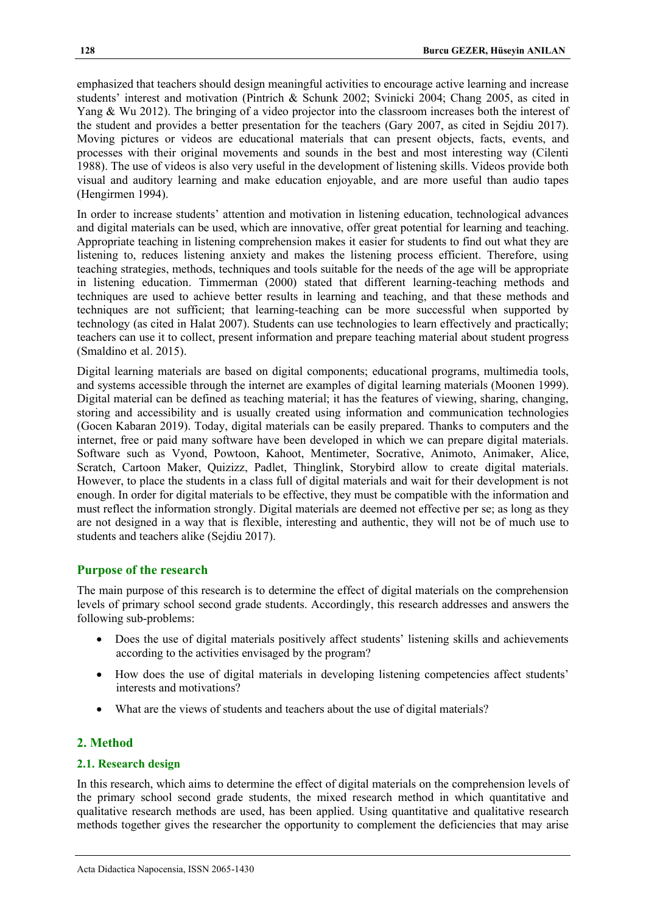emphasized that teachers should design meaningful activities to encourage active learning and increase students' interest and motivation (Pintrich & Schunk 2002; Svinicki 2004; Chang 2005, as cited in Yang & Wu 2012). The bringing of a video projector into the classroom increases both the interest of the student and provides a better presentation for the teachers (Gary 2007, as cited in Sejdiu 2017). Moving pictures or videos are educational materials that can present objects, facts, events, and processes with their original movements and sounds in the best and most interesting way (Cilenti 1988). The use of videos is also very useful in the development of listening skills. Videos provide both visual and auditory learning and make education enjoyable, and are more useful than audio tapes (Hengirmen 1994).

In order to increase students' attention and motivation in listening education, technological advances and digital materials can be used, which are innovative, offer great potential for learning and teaching. Appropriate teaching in listening comprehension makes it easier for students to find out what they are listening to, reduces listening anxiety and makes the listening process efficient. Therefore, using teaching strategies, methods, techniques and tools suitable for the needs of the age will be appropriate in listening education. Timmerman (2000) stated that different learning-teaching methods and techniques are used to achieve better results in learning and teaching, and that these methods and techniques are not sufficient; that learning-teaching can be more successful when supported by technology (as cited in Halat 2007). Students can use technologies to learn effectively and practically; teachers can use it to collect, present information and prepare teaching material about student progress (Smaldino et al. 2015).

Digital learning materials are based on digital components; educational programs, multimedia tools, and systems accessible through the internet are examples of digital learning materials (Moonen 1999). Digital material can be defined as teaching material; it has the features of viewing, sharing, changing, storing and accessibility and is usually created using information and communication technologies (Gocen Kabaran 2019). Today, digital materials can be easily prepared. Thanks to computers and the internet, free or paid many software have been developed in which we can prepare digital materials. Software such as Vyond, Powtoon, Kahoot, Mentimeter, Socrative, Animoto, Animaker, Alice, Scratch, Cartoon Maker, Quizizz, Padlet, Thinglink, Storybird allow to create digital materials. However, to place the students in a class full of digital materials and wait for their development is not enough. In order for digital materials to be effective, they must be compatible with the information and must reflect the information strongly. Digital materials are deemed not effective per se; as long as they are not designed in a way that is flexible, interesting and authentic, they will not be of much use to students and teachers alike (Sejdiu 2017).

### Purpose of the research

The main purpose of this research is to determine the effect of digital materials on the comprehension levels of primary school second grade students. Accordingly, this research addresses and answers the following sub-problems:

- Does the use of digital materials positively affect students' listening skills and achievements according to the activities envisaged by the program?
- How does the use of digital materials in developing listening competencies affect students' interests and motivations?
- What are the views of students and teachers about the use of digital materials?

## 2. Method

### 2.1. Research design

In this research, which aims to determine the effect of digital materials on the comprehension levels of the primary school second grade students, the mixed research method in which quantitative and qualitative research methods are used, has been applied. Using quantitative and qualitative research methods together gives the researcher the opportunity to complement the deficiencies that may arise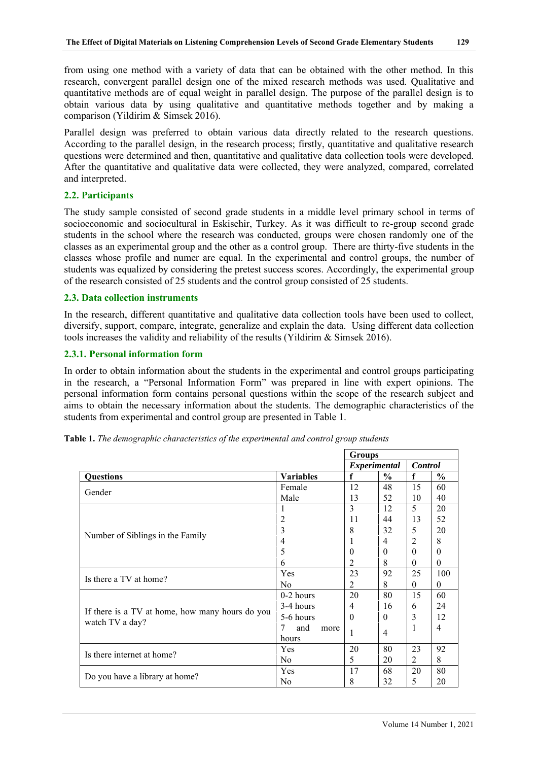from using one method with a variety of data that can be obtained with the other method. In this research, convergent parallel design one of the mixed research methods was used. Qualitative and quantitative methods are of equal weight in parallel design. The purpose of the parallel design is to obtain various data by using qualitative and quantitative methods together and by making a comparison (Yildirim & Simsek 2016).

Parallel design was preferred to obtain various data directly related to the research questions. According to the parallel design, in the research process; firstly, quantitative and qualitative research questions were determined and then, quantitative and qualitative data collection tools were developed. After the quantitative and qualitative data were collected, they were analyzed, compared, correlated and interpreted.

### 2.2. Participants

The study sample consisted of second grade students in a middle level primary school in terms of socioeconomic and sociocultural in Eskisehir, Turkey. As it was difficult to re-group second grade students in the school where the research was conducted, groups were chosen randomly one of the classes as an experimental group and the other as a control group. There are thirty-five students in the classes whose profile and numer are equal. In the experimental and control groups, the number of students was equalized by considering the pretest success scores. Accordingly, the experimental group of the research consisted of 25 students and the control group consisted of 25 students.

### 2.3. Data collection instruments

In the research, different quantitative and qualitative data collection tools have been used to collect, diversify, support, compare, integrate, generalize and explain the data. Using different data collection tools increases the validity and reliability of the results (Yildirim & Simsek 2016).

#### 2.3.1. Personal information form

In order to obtain information about the students in the experimental and control groups participating in the research, a "Personal Information Form" was prepared in line with expert opinions. The personal information form contains personal questions within the scope of the research subject and aims to obtain the necessary information about the students. The demographic characteristics of the students from experimental and control group are presented in Table 1.

**Table 1.** *The demographic characteristics of the experimental and control group students*

| | | **Groups** | | | |
|---|---|---|---|---|---|
| | | ***Experimental*** | | ***Control*** | |
| **Questions** | **Variables** | **f** | **%** | **f** | **%** |
| Gender | Female | 12 | 48 | 15 | 60 |
| | Male | 13 | 52 | 10 | 40 |
| Number of Siblings in the Family | 1 | 3 | 12 | 5 | 20 |
| | 2 | 11 | 44 | 13 | 52 |
| | 3 | 8 | 32 | 5 | 20 |
| | 4 | 1 | 4 | 2 | 8 |
| | 5 | 0 | 0 | 0 | 0 |
| | 6 | 2 | 8 | 0 | 0 |
| Is there a TV at home? | Yes | 23 | 92 | 25 | 100 |
| | No | 2 | 8 | 0 | 0 |
| If there is a TV at home, how many hours do you watch TV a day? | 0-2 hours | 20 | 80 | 15 | 60 |
| | 3-4 hours | 4 | 16 | 6 | 24 |
| | 5-6 hours | 0 | 0 | 3 | 12 |
| | 7 and more hours | 1 | 4 | 1 | 4 |
| Is there internet at home? | Yes | 20 | 80 | 23 | 92 |
| | No | 5 | 20 | 2 | 8 |
| Do you have a library at home? | Yes | 17 | 68 | 20 | 80 |
| | No | 8 | 32 | 5 | 20 |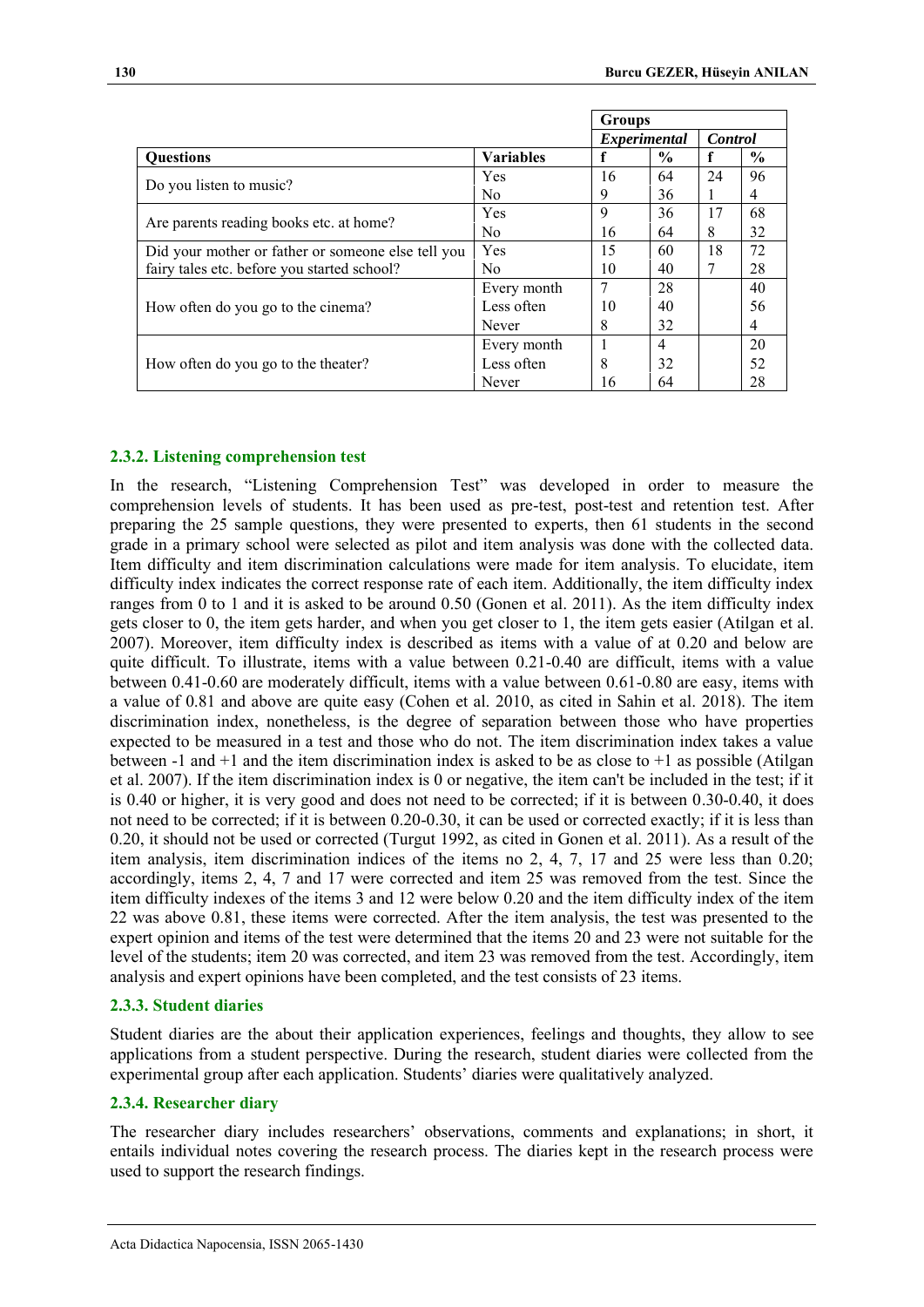| Questions | Variables | Groups | | | |
|---|---|---|---|---|---|
| | | *Experimental* | | *Control* | |
| | | f | % | f | % |
| Do you listen to music? | Yes | 16 | 64 | 24 | 96 |
| | No | 9 | 36 | 1 | 4 |
| Are parents reading books etc. at home? | Yes | 9 | 36 | 17 | 68 |
| | No | 16 | 64 | 8 | 32 |
| Did your mother or father or someone else tell you fairy tales etc. before you started school? | Yes | 15 | 60 | 18 | 72 |
| | No | 10 | 40 | 7 | 28 |
| How often do you go to the cinema? | Every month | 7 | 28 | | 40 |
| | Less often | 10 | 40 | | 56 |
| | Never | 8 | 32 | | 4 |
| How often do you go to the theater? | Every month | 1 | 4 | | 20 |
| | Less often | 8 | 32 | | 52 |
| | Never | 16 | 64 | | 28 |

### 2.3.2. Listening comprehension test

In the research, "Listening Comprehension Test" was developed in order to measure the comprehension levels of students. It has been used as pre-test, post-test and retention test. After preparing the 25 sample questions, they were presented to experts, then 61 students in the second grade in a primary school were selected as pilot and item analysis was done with the collected data. Item difficulty and item discrimination calculations were made for item analysis. To elucidate, item difficulty index indicates the correct response rate of each item. Additionally, the item difficulty index ranges from 0 to 1 and it is asked to be around 0.50 (Gonen et al. 2011). As the item difficulty index gets closer to 0, the item gets harder, and when you get closer to 1, the item gets easier (Atilgan et al. 2007). Moreover, item difficulty index is described as items with a value of at 0.20 and below are quite difficult. To illustrate, items with a value between 0.21-0.40 are difficult, items with a value between 0.41-0.60 are moderately difficult, items with a value between 0.61-0.80 are easy, items with a value of 0.81 and above are quite easy (Cohen et al. 2010, as cited in Sahin et al. 2018). The item discrimination index, nonetheless, is the degree of separation between those who have properties expected to be measured in a test and those who do not. The item discrimination index takes a value between -1 and +1 and the item discrimination index is asked to be as close to +1 as possible (Atilgan et al. 2007). If the item discrimination index is 0 or negative, the item can't be included in the test; if it is 0.40 or higher, it is very good and does not need to be corrected; if it is between 0.30-0.40, it does not need to be corrected; if it is between 0.20-0.30, it can be used or corrected exactly; if it is less than 0.20, it should not be used or corrected (Turgut 1992, as cited in Gonen et al. 2011). As a result of the item analysis, item discrimination indices of the items no 2, 4, 7, 17 and 25 were less than 0.20; accordingly, items 2, 4, 7 and 17 were corrected and item 25 was removed from the test. Since the item difficulty indexes of the items 3 and 12 were below 0.20 and the item difficulty index of the item 22 was above 0.81, these items were corrected. After the item analysis, the test was presented to the expert opinion and items of the test were determined that the items 20 and 23 were not suitable for the level of the students; item 20 was corrected, and item 23 was removed from the test. Accordingly, item analysis and expert opinions have been completed, and the test consists of 23 items.

### 2.3.3. Student diaries

Student diaries are the about their application experiences, feelings and thoughts, they allow to see applications from a student perspective. During the research, student diaries were collected from the experimental group after each application. Students' diaries were qualitatively analyzed.

### 2.3.4. Researcher diary

The researcher diary includes researchers' observations, comments and explanations; in short, it entails individual notes covering the research process. The diaries kept in the research process were used to support the research findings.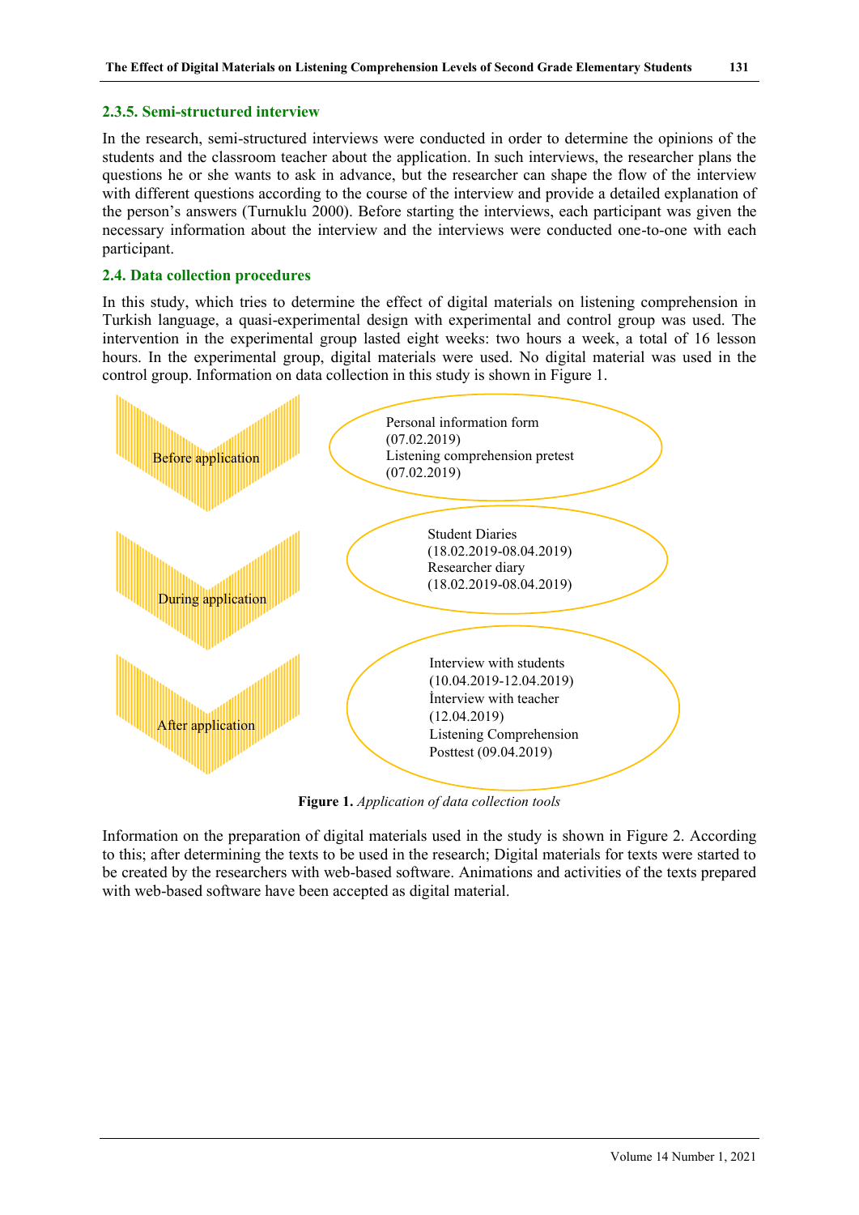### 2.3.5. Semi-structured interview

In the research, semi-structured interviews were conducted in order to determine the opinions of the students and the classroom teacher about the application. In such interviews, the researcher plans the questions he or she wants to ask in advance, but the researcher can shape the flow of the interview with different questions according to the course of the interview and provide a detailed explanation of the person's answers (Turnuklu 2000). Before starting the interviews, each participant was given the necessary information about the interview and the interviews were conducted one-to-one with each participant.

## 2.4. Data collection procedures

In this study, which tries to determine the effect of digital materials on listening comprehension in Turkish language, a quasi-experimental design with experimental and control group was used. The intervention in the experimental group lasted eight weeks: two hours a week, a total of 16 lesson hours. In the experimental group, digital materials were used. No digital material was used in the control group. Information on data collection in this study is shown in Figure 1.

Before application

Personal information form (07.02.2019)
Listening comprehension pretest (07.02.2019)

During application

Student Diaries (18.02.2019-08.04.2019)
Researcher diary (18.02.2019-08.04.2019)

After application

Interview with students (10.04.2019-12.04.2019)
İnterview with teacher (12.04.2019)
Listening Comprehension Posttest (09.04.2019)

**Figure 1.** *Application of data collection tools*

Information on the preparation of digital materials used in the study is shown in Figure 2. According to this; after determining the texts to be used in the research; Digital materials for texts were started to be created by the researchers with web-based software. Animations and activities of the texts prepared with web-based software have been accepted as digital material.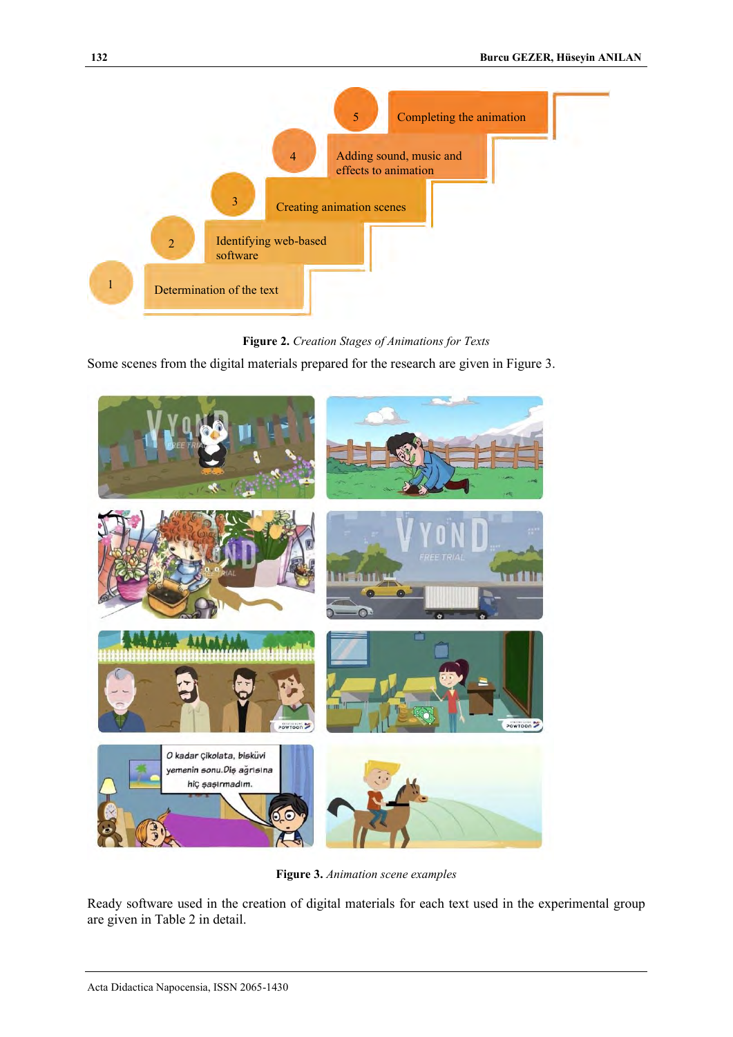1 Determination of the text

2 Identifying web-based software

3 Creating animation scenes

4 Adding sound, music and effects to animation

5 Completing the animation

**Figure 2.** *Creation Stages of Animations for Texts*

Some scenes from the digital materials prepared for the research are given in Figure 3.

**Figure 3.** *Animation scene examples*

Ready software used in the creation of digital materials for each text used in the experimental group are given in Table 2 in detail.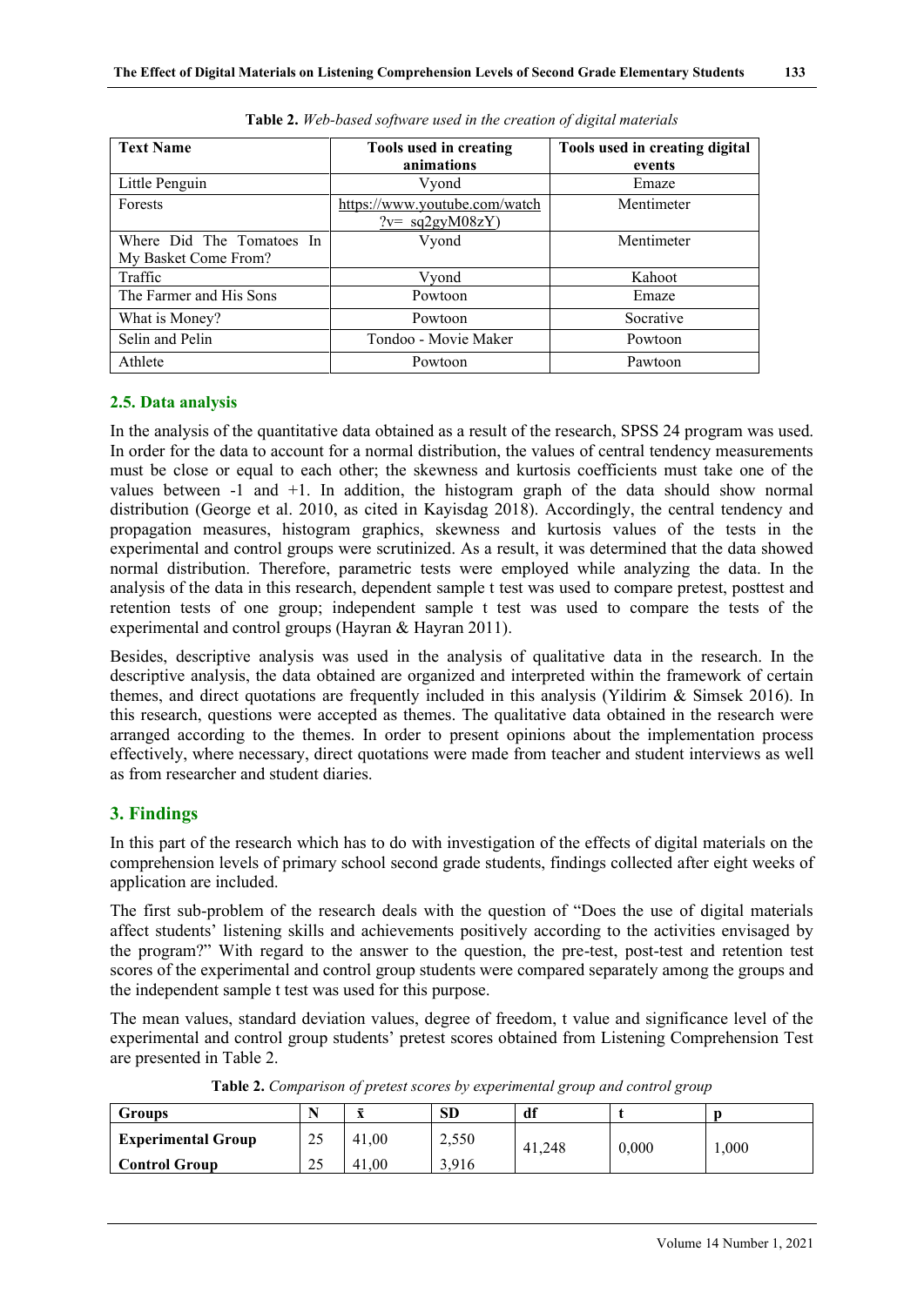**Table 2.** *Web-based software used in the creation of digital materials*

| Text Name | Tools used in creating animations | Tools used in creating digital events |
|---|---|---|
| Little Penguin | Vyond | Emaze |
| Forests | https://www.youtube.com/watch?v= sq2gyM08zY) | Mentimeter |
| Where Did The Tomatoes In My Basket Come From? | Vyond | Mentimeter |
| Traffic | Vyond | Kahoot |
| The Farmer and His Sons | Powtoon | Emaze |
| What is Money? | Powtoon | Socrative |
| Selin and Pelin | Tondoo - Movie Maker | Powtoon |
| Athlete | Powtoon | Pawtoon |

### 2.5. Data analysis

In the analysis of the quantitative data obtained as a result of the research, SPSS 24 program was used. In order for the data to account for a normal distribution, the values of central tendency measurements must be close or equal to each other; the skewness and kurtosis coefficients must take one of the values between -1 and +1. In addition, the histogram graph of the data should show normal distribution (George et al. 2010, as cited in Kayisdag 2018). Accordingly, the central tendency and propagation measures, histogram graphics, skewness and kurtosis values of the tests in the experimental and control groups were scrutinized. As a result, it was determined that the data showed normal distribution. Therefore, parametric tests were employed while analyzing the data. In the analysis of the data in this research, dependent sample t test was used to compare pretest, posttest and retention tests of one group; independent sample t test was used to compare the tests of the experimental and control groups (Hayran & Hayran 2011).

Besides, descriptive analysis was used in the analysis of qualitative data in the research. In the descriptive analysis, the data obtained are organized and interpreted within the framework of certain themes, and direct quotations are frequently included in this analysis (Yildirim & Simsek 2016). In this research, questions were accepted as themes. The qualitative data obtained in the research were arranged according to the themes. In order to present opinions about the implementation process effectively, where necessary, direct quotations were made from teacher and student interviews as well as from researcher and student diaries.

## 3. Findings

In this part of the research which has to do with investigation of the effects of digital materials on the comprehension levels of primary school second grade students, findings collected after eight weeks of application are included.

The first sub-problem of the research deals with the question of "Does the use of digital materials affect students' listening skills and achievements positively according to the activities envisaged by the program?" With regard to the answer to the question, the pre-test, post-test and retention test scores of the experimental and control group students were compared separately among the groups and the independent sample t test was used for this purpose.

The mean values, standard deviation values, degree of freedom, t value and significance level of the experimental and control group students' pretest scores obtained from Listening Comprehension Test are presented in Table 2.

**Table 2.** *Comparison of pretest scores by experimental group and control group*

| Groups | N | $\bar{x}$ | SD | df | t | p |
|---|---|---|---|---|---|---|
| **Experimental Group** | 25 | 41,00 | 2,550 | 41,248 | 0,000 | 1,000 |
| **Control Group** | 25 | 41,00 | 3,916 | | | |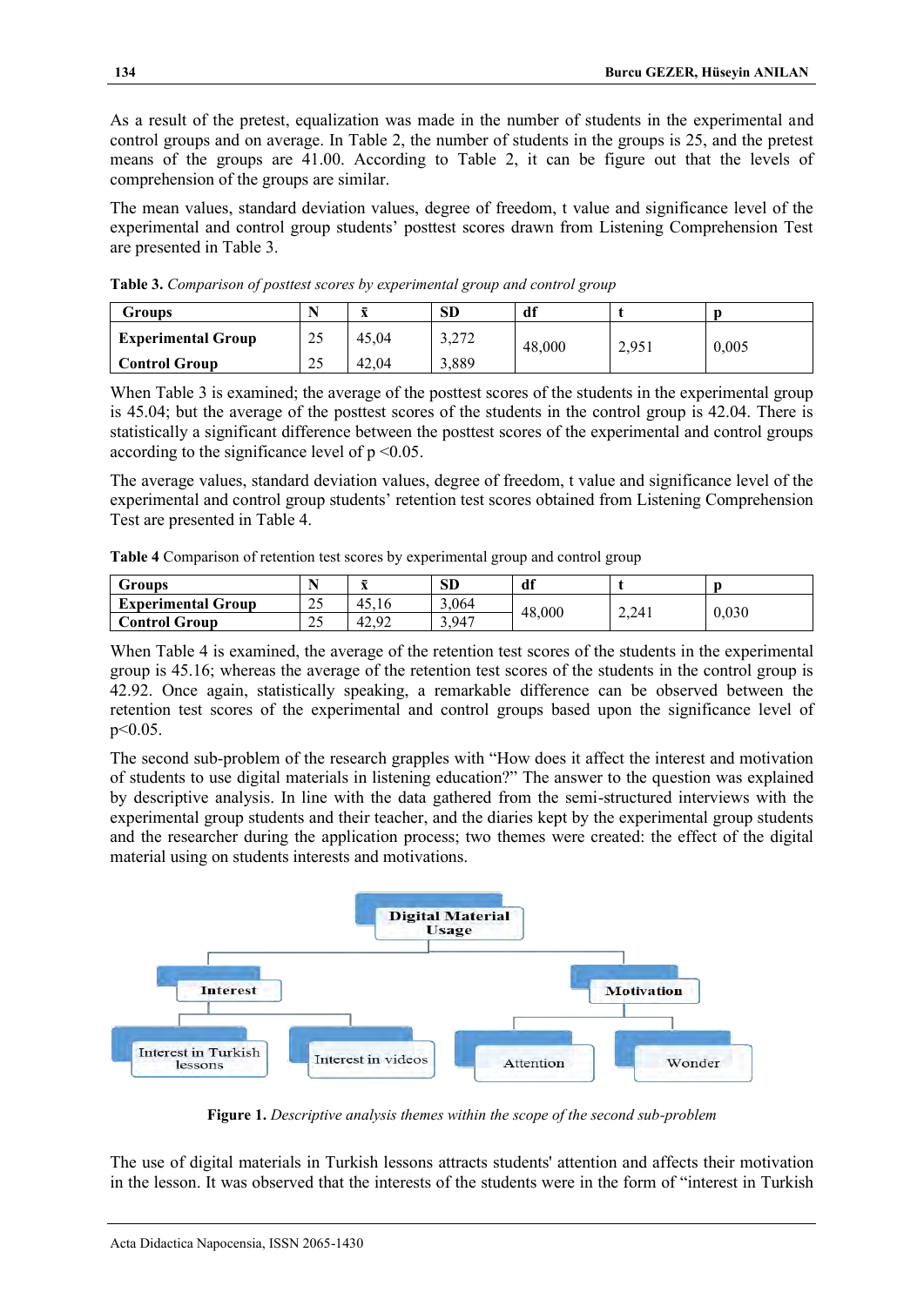As a result of the pretest, equalization was made in the number of students in the experimental and control groups and on average. In Table 2, the number of students in the groups is 25, and the pretest means of the groups are 41.00. According to Table 2, it can be figure out that the levels of comprehension of the groups are similar.

The mean values, standard deviation values, degree of freedom, t value and significance level of the experimental and control group students' posttest scores drawn from Listening Comprehension Test are presented in Table 3.

**Table 3.** *Comparison of posttest scores by experimental group and control group*

| Groups | N | $\bar{x}$ | SD | df | t | p |
|---|---|---|---|---|---|---|
| **Experimental Group** | 25 | 45,04 | 3,272 | 48,000 | 2,951 | 0,005 |
| **Control Group** | 25 | 42,04 | 3,889 | | | |

When Table 3 is examined; the average of the posttest scores of the students in the experimental group is 45.04; but the average of the posttest scores of the students in the control group is 42.04. There is statistically a significant difference between the posttest scores of the experimental and control groups according to the significance level of $p < 0.05$.

The average values, standard deviation values, degree of freedom, t value and significance level of the experimental and control group students' retention test scores obtained from Listening Comprehension Test are presented in Table 4.

**Table 4** Comparison of retention test scores by experimental group and control group

| Groups | N | $\bar{x}$ | SD | df | t | p |
|---|---|---|---|---|---|---|
| **Experimental Group** | 25 | 45,16 | 3,064 | 48,000 | 2,241 | 0,030 |
| **Control Group** | 25 | 42,92 | 3,947 | | | |

When Table 4 is examined, the average of the retention test scores of the students in the experimental group is 45.16; whereas the average of the retention test scores of the students in the control group is 42.92. Once again, statistically speaking, a remarkable difference can be observed between the retention test scores of the experimental and control groups based upon the significance level of $p < 0.05$.

The second sub-problem of the research grapples with "How does it affect the interest and motivation of students to use digital materials in listening education?" The answer to the question was explained by descriptive analysis. In line with the data gathered from the semi-structured interviews with the experimental group students and their teacher, and the diaries kept by the experimental group students and the researcher during the application process; two themes were created: the effect of the digital material using on students interests and motivations.

- Digital Material Usage
  - Interest
    - Interest in Turkish lessons
    - Interest in videos
  - Motivation
    - Attention
    - Wonder

**Figure 1.** *Descriptive analysis themes within the scope of the second sub-problem*

The use of digital materials in Turkish lessons attracts students' attention and affects their motivation in the lesson. It was observed that the interests of the students were in the form of "interest in Turkish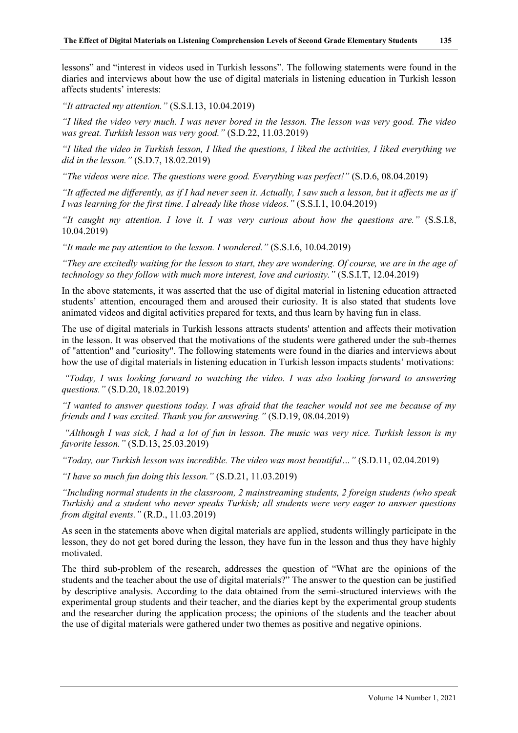lessons" and "interest in videos used in Turkish lessons". The following statements were found in the diaries and interviews about how the use of digital materials in listening education in Turkish lesson affects students' interests:

*"It attracted my attention."* (S.S.I.13, 10.04.2019)

*"I liked the video very much. I was never bored in the lesson. The lesson was very good. The video was great. Turkish lesson was very good."* (S.D.22, 11.03.2019)

*"I liked the video in Turkish lesson, I liked the questions, I liked the activities, I liked everything we did in the lesson."* (S.D.7, 18.02.2019)

*"The videos were nice. The questions were good. Everything was perfect!"* (S.D.6, 08.04.2019)

*"It affected me differently, as if I had never seen it. Actually, I saw such a lesson, but it affects me as if I was learning for the first time. I already like those videos."* (S.S.I.1, 10.04.2019)

*"It caught my attention. I love it. I was very curious about how the questions are."* (S.S.I.8, 10.04.2019)

*"It made me pay attention to the lesson. I wondered."* (S.S.I.6, 10.04.2019)

*"They are excitedly waiting for the lesson to start, they are wondering. Of course, we are in the age of technology so they follow with much more interest, love and curiosity."* (S.S.I.T, 12.04.2019)

In the above statements, it was asserted that the use of digital material in listening education attracted students' attention, encouraged them and aroused their curiosity. It is also stated that students love animated videos and digital activities prepared for texts, and thus learn by having fun in class.

The use of digital materials in Turkish lessons attracts students' attention and affects their motivation in the lesson. It was observed that the motivations of the students were gathered under the sub-themes of "attention" and "curiosity". The following statements were found in the diaries and interviews about how the use of digital materials in listening education in Turkish lesson impacts students' motivations:

*"Today, I was looking forward to watching the video. I was also looking forward to answering questions."* (S.D.20, 18.02.2019)

*"I wanted to answer questions today. I was afraid that the teacher would not see me because of my friends and I was excited. Thank you for answering."* (S.D.19, 08.04.2019)

*"Although I was sick, I had a lot of fun in lesson. The music was very nice. Turkish lesson is my favorite lesson."* (S.D.13, 25.03.2019)

*"Today, our Turkish lesson was incredible. The video was most beautiful…"* (S.D.11, 02.04.2019)

*"I have so much fun doing this lesson."* (S.D.21, 11.03.2019)

*"Including normal students in the classroom, 2 mainstreaming students, 2 foreign students (who speak Turkish) and a student who never speaks Turkish; all students were very eager to answer questions from digital events."* (R.D., 11.03.2019)

As seen in the statements above when digital materials are applied, students willingly participate in the lesson, they do not get bored during the lesson, they have fun in the lesson and thus they have highly motivated.

The third sub-problem of the research, addresses the question of "What are the opinions of the students and the teacher about the use of digital materials?" The answer to the question can be justified by descriptive analysis. According to the data obtained from the semi-structured interviews with the experimental group students and their teacher, and the diaries kept by the experimental group students and the researcher during the application process; the opinions of the students and the teacher about the use of digital materials were gathered under two themes as positive and negative opinions.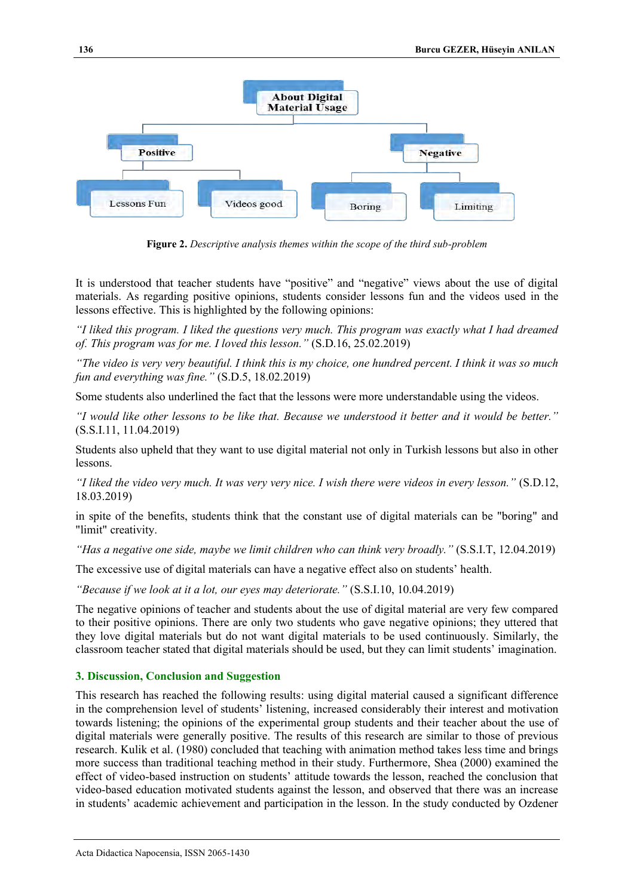About Digital Material Usage

Positive

Negative

Lessons Fun

Videos good

Boring

Limiting

**Figure 2.** *Descriptive analysis themes within the scope of the third sub-problem*

It is understood that teacher students have "positive" and "negative" views about the use of digital materials. As regarding positive opinions, students consider lessons fun and the videos used in the lessons effective. This is highlighted by the following opinions:

*"I liked this program. I liked the questions very much. This program was exactly what I had dreamed of. This program was for me. I loved this lesson."* (S.D.16, 25.02.2019)

*"The video is very very beautiful. I think this is my choice, one hundred percent. I think it was so much fun and everything was fine."* (S.D.5, 18.02.2019)

Some students also underlined the fact that the lessons were more understandable using the videos.

*"I would like other lessons to be like that. Because we understood it better and it would be better."* (S.S.I.11, 11.04.2019)

Students also upheld that they want to use digital material not only in Turkish lessons but also in other lessons.

*"I liked the video very much. It was very very nice. I wish there were videos in every lesson."* (S.D.12, 18.03.2019)

in spite of the benefits, students think that the constant use of digital materials can be "boring" and "limit" creativity.

*"Has a negative one side, maybe we limit children who can think very broadly."* (S.S.I.T, 12.04.2019)

The excessive use of digital materials can have a negative effect also on students' health.

*"Because if we look at it a lot, our eyes may deteriorate."* (S.S.I.10, 10.04.2019)

The negative opinions of teacher and students about the use of digital material are very few compared to their positive opinions. There are only two students who gave negative opinions; they uttered that they love digital materials but do not want digital materials to be used continuously. Similarly, the classroom teacher stated that digital materials should be used, but they can limit students' imagination.

## 3. Discussion, Conclusion and Suggestion

This research has reached the following results: using digital material caused a significant difference in the comprehension level of students' listening, increased considerably their interest and motivation towards listening; the opinions of the experimental group students and their teacher about the use of digital materials were generally positive. The results of this research are similar to those of previous research. Kulik et al. (1980) concluded that teaching with animation method takes less time and brings more success than traditional teaching method in their study. Furthermore, Shea (2000) examined the effect of video-based instruction on students' attitude towards the lesson, reached the conclusion that video-based education motivated students against the lesson, and observed that there was an increase in students' academic achievement and participation in the lesson. In the study conducted by Ozdener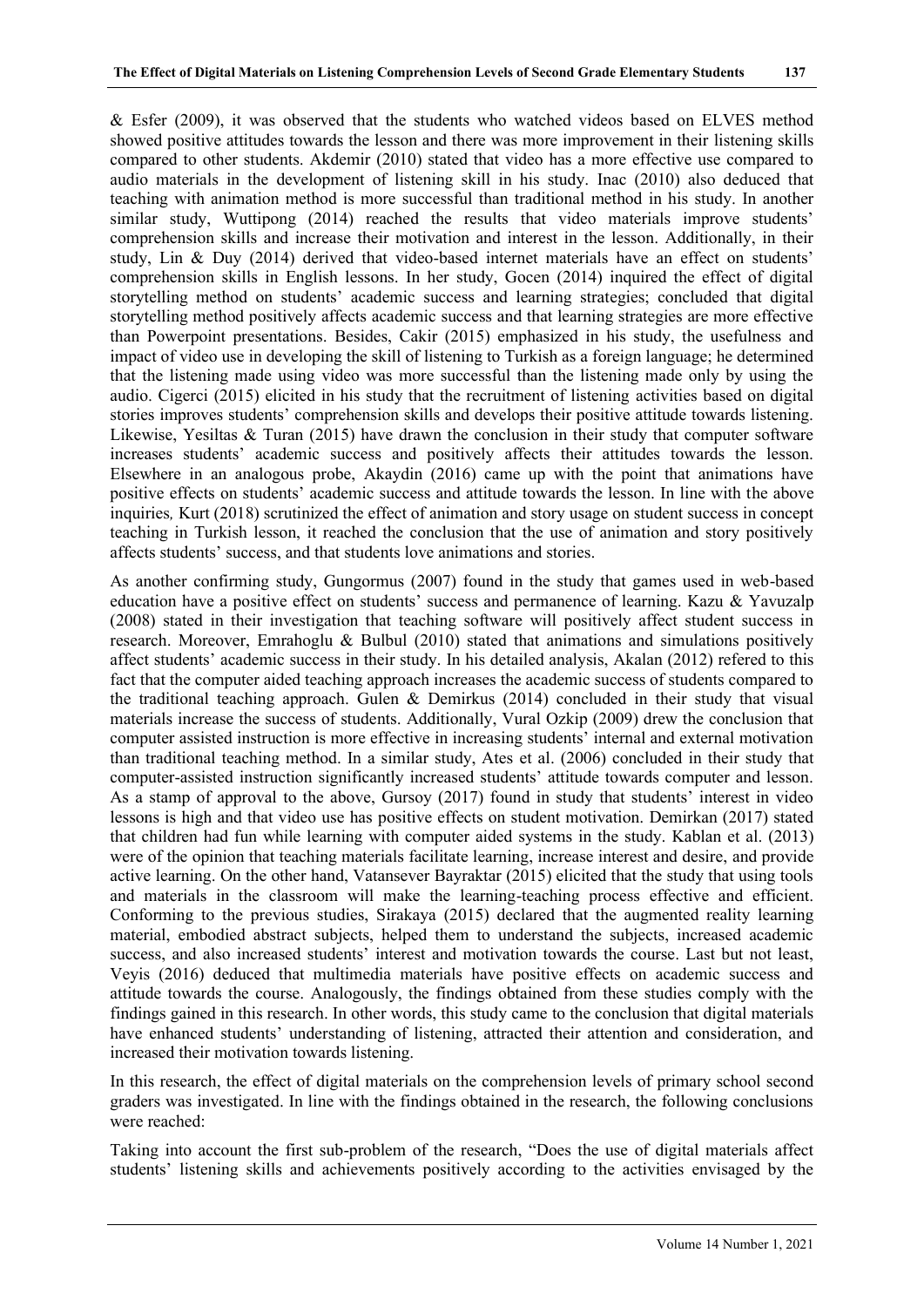& Esfer (2009), it was observed that the students who watched videos based on ELVES method showed positive attitudes towards the lesson and there was more improvement in their listening skills compared to other students. Akdemir (2010) stated that video has a more effective use compared to audio materials in the development of listening skill in his study. Inac (2010) also deduced that teaching with animation method is more successful than traditional method in his study. In another similar study, Wuttipong (2014) reached the results that video materials improve students' comprehension skills and increase their motivation and interest in the lesson. Additionally, in their study, Lin & Duy (2014) derived that video-based internet materials have an effect on students' comprehension skills in English lessons. In her study, Gocen (2014) inquired the effect of digital storytelling method on students' academic success and learning strategies; concluded that digital storytelling method positively affects academic success and that learning strategies are more effective than Powerpoint presentations. Besides, Cakir (2015) emphasized in his study, the usefulness and impact of video use in developing the skill of listening to Turkish as a foreign language; he determined that the listening made using video was more successful than the listening made only by using the audio. Cigerci (2015) elicited in his study that the recruitment of listening activities based on digital stories improves students' comprehension skills and develops their positive attitude towards listening. Likewise, Yesiltas & Turan (2015) have drawn the conclusion in their study that computer software increases students' academic success and positively affects their attitudes towards the lesson. Elsewhere in an analogous probe, Akaydin (2016) came up with the point that animations have positive effects on students' academic success and attitude towards the lesson. In line with the above inquiries*,* Kurt (2018) scrutinized the effect of animation and story usage on student success in concept teaching in Turkish lesson, it reached the conclusion that the use of animation and story positively affects students' success, and that students love animations and stories.

As another confirming study, Gungormus (2007) found in the study that games used in web-based education have a positive effect on students' success and permanence of learning. Kazu & Yavuzalp (2008) stated in their investigation that teaching software will positively affect student success in research. Moreover, Emrahoglu & Bulbul (2010) stated that animations and simulations positively affect students' academic success in their study. In his detailed analysis, Akalan (2012) refered to this fact that the computer aided teaching approach increases the academic success of students compared to the traditional teaching approach. Gulen & Demirkus (2014) concluded in their study that visual materials increase the success of students. Additionally, Vural Ozkip (2009) drew the conclusion that computer assisted instruction is more effective in increasing students' internal and external motivation than traditional teaching method. In a similar study, Ates et al. (2006) concluded in their study that computer-assisted instruction significantly increased students' attitude towards computer and lesson. As a stamp of approval to the above, Gursoy (2017) found in study that students' interest in video lessons is high and that video use has positive effects on student motivation. Demirkan (2017) stated that children had fun while learning with computer aided systems in the study. Kablan et al. (2013) were of the opinion that teaching materials facilitate learning, increase interest and desire, and provide active learning. On the other hand, Vatansever Bayraktar (2015) elicited that the study that using tools and materials in the classroom will make the learning-teaching process effective and efficient. Conforming to the previous studies, Sirakaya (2015) declared that the augmented reality learning material, embodied abstract subjects, helped them to understand the subjects, increased academic success, and also increased students' interest and motivation towards the course. Last but not least, Veyis (2016) deduced that multimedia materials have positive effects on academic success and attitude towards the course. Analogously, the findings obtained from these studies comply with the findings gained in this research. In other words, this study came to the conclusion that digital materials have enhanced students' understanding of listening, attracted their attention and consideration, and increased their motivation towards listening.

In this research, the effect of digital materials on the comprehension levels of primary school second graders was investigated. In line with the findings obtained in the research, the following conclusions were reached:

Taking into account the first sub-problem of the research, "Does the use of digital materials affect students' listening skills and achievements positively according to the activities envisaged by the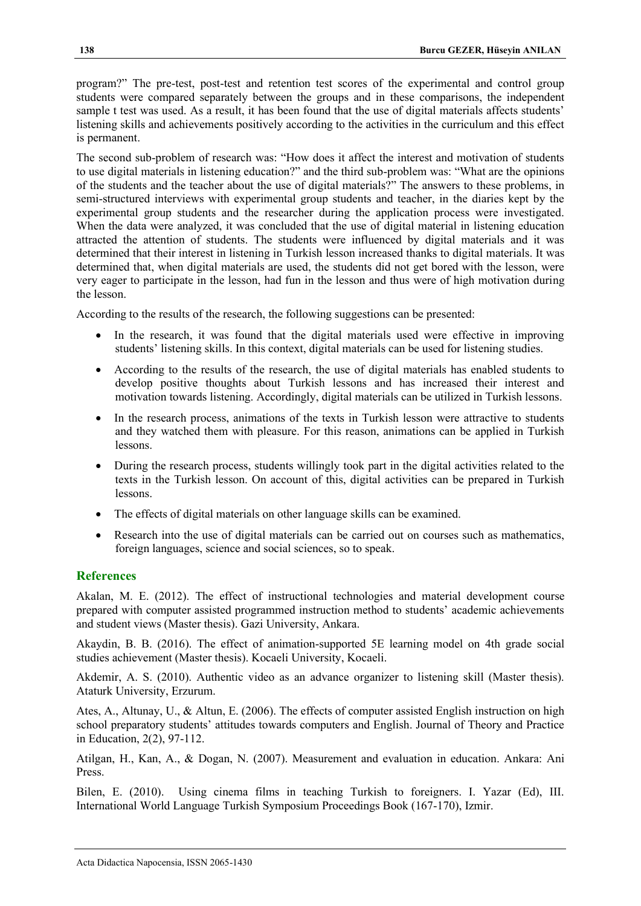program?" The pre-test, post-test and retention test scores of the experimental and control group students were compared separately between the groups and in these comparisons, the independent sample t test was used. As a result, it has been found that the use of digital materials affects students' listening skills and achievements positively according to the activities in the curriculum and this effect is permanent.

The second sub-problem of research was: "How does it affect the interest and motivation of students to use digital materials in listening education?" and the third sub-problem was: "What are the opinions of the students and the teacher about the use of digital materials?" The answers to these problems, in semi-structured interviews with experimental group students and teacher, in the diaries kept by the experimental group students and the researcher during the application process were investigated. When the data were analyzed, it was concluded that the use of digital material in listening education attracted the attention of students. The students were influenced by digital materials and it was determined that their interest in listening in Turkish lesson increased thanks to digital materials. It was determined that, when digital materials are used, the students did not get bored with the lesson, were very eager to participate in the lesson, had fun in the lesson and thus were of high motivation during the lesson.

According to the results of the research, the following suggestions can be presented:

- In the research, it was found that the digital materials used were effective in improving students' listening skills. In this context, digital materials can be used for listening studies.
- According to the results of the research, the use of digital materials has enabled students to develop positive thoughts about Turkish lessons and has increased their interest and motivation towards listening. Accordingly, digital materials can be utilized in Turkish lessons.
- In the research process, animations of the texts in Turkish lesson were attractive to students and they watched them with pleasure. For this reason, animations can be applied in Turkish lessons.
- During the research process, students willingly took part in the digital activities related to the texts in the Turkish lesson. On account of this, digital activities can be prepared in Turkish lessons.
- The effects of digital materials on other language skills can be examined.
- Research into the use of digital materials can be carried out on courses such as mathematics, foreign languages, science and social sciences, so to speak.

## References

Akalan, M. E. (2012). The effect of instructional technologies and material development course prepared with computer assisted programmed instruction method to students' academic achievements and student views (Master thesis). Gazi University, Ankara.

Akaydin, B. B. (2016). The effect of animation-supported 5E learning model on 4th grade social studies achievement (Master thesis). Kocaeli University, Kocaeli.

Akdemir, A. S. (2010). Authentic video as an advance organizer to listening skill (Master thesis). Ataturk University, Erzurum.

Ates, A., Altunay, U., & Altun, E. (2006). The effects of computer assisted English instruction on high school preparatory students' attitudes towards computers and English. Journal of Theory and Practice in Education, 2(2), 97-112.

Atilgan, H., Kan, A., & Dogan, N. (2007). Measurement and evaluation in education. Ankara: Ani Press.

Bilen, E. (2010). Using cinema films in teaching Turkish to foreigners. I. Yazar (Ed), III. International World Language Turkish Symposium Proceedings Book (167-170), Izmir.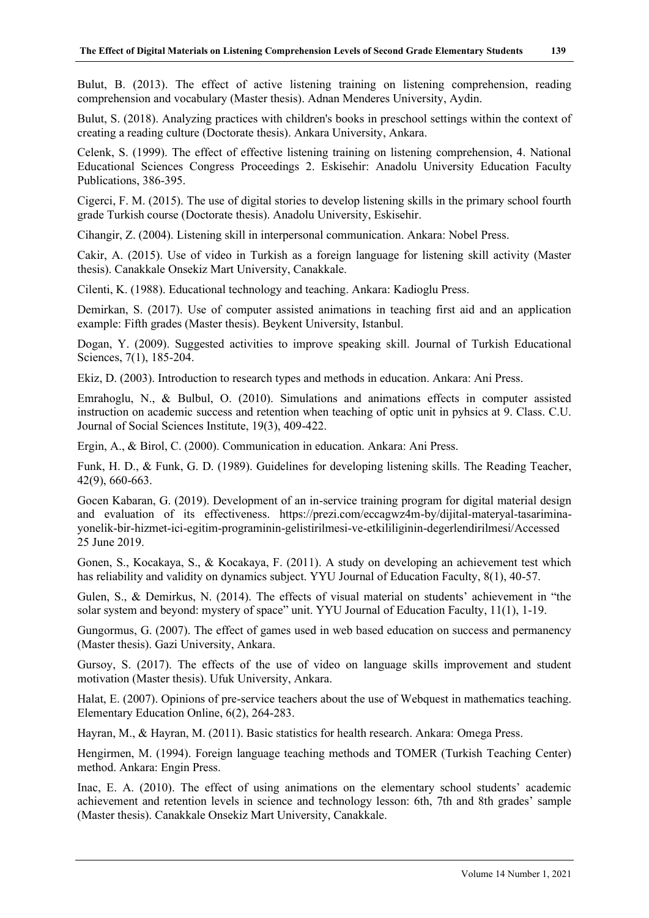Bulut, B. (2013). The effect of active listening training on listening comprehension, reading comprehension and vocabulary (Master thesis). Adnan Menderes University, Aydin.

Bulut, S. (2018). Analyzing practices with children's books in preschool settings within the context of creating a reading culture (Doctorate thesis). Ankara University, Ankara.

Celenk, S. (1999). The effect of effective listening training on listening comprehension, 4. National Educational Sciences Congress Proceedings 2. Eskisehir: Anadolu University Education Faculty Publications, 386-395.

Cigerci, F. M. (2015). The use of digital stories to develop listening skills in the primary school fourth grade Turkish course (Doctorate thesis). Anadolu University, Eskisehir.

Cihangir, Z. (2004). Listening skill in interpersonal communication. Ankara: Nobel Press.

Cakir, A. (2015). Use of video in Turkish as a foreign language for listening skill activity (Master thesis). Canakkale Onsekiz Mart University, Canakkale.

Cilenti, K. (1988). Educational technology and teaching. Ankara: Kadioglu Press.

Demirkan, S. (2017). Use of computer assisted animations in teaching first aid and an application example: Fifth grades (Master thesis). Beykent University, Istanbul.

Dogan, Y. (2009). Suggested activities to improve speaking skill. Journal of Turkish Educational Sciences, 7(1), 185-204.

Ekiz, D. (2003). Introduction to research types and methods in education. Ankara: Ani Press.

Emrahoglu, N., & Bulbul, O. (2010). Simulations and animations effects in computer assisted instruction on academic success and retention when teaching of optic unit in pyhsics at 9. Class. C.U. Journal of Social Sciences Institute, 19(3), 409-422.

Ergin, A., & Birol, C. (2000). Communication in education. Ankara: Ani Press.

Funk, H. D., & Funk, G. D. (1989). Guidelines for developing listening skills. The Reading Teacher, 42(9), 660-663.

Gocen Kabaran, G. (2019). Development of an in-service training program for digital material design and evaluation of its effectiveness. https://prezi.com/eccagwz4m-by/dijital-materyal-tasarimina-yonelik-bir-hizmet-ici-egitim-programinin-gelistirilmesi-ve-etkililiginin-degerlendirilmesi/Accessed 25 June 2019.

Gonen, S., Kocakaya, S., & Kocakaya, F. (2011). A study on developing an achievement test which has reliability and validity on dynamics subject. YYU Journal of Education Faculty, 8(1), 40-57.

Gulen, S., & Demirkus, N. (2014). The effects of visual material on students' achievement in "the solar system and beyond: mystery of space" unit. YYU Journal of Education Faculty, 11(1), 1-19.

Gungormus, G. (2007). The effect of games used in web based education on success and permanency (Master thesis). Gazi University, Ankara.

Gursoy, S. (2017). The effects of the use of video on language skills improvement and student motivation (Master thesis). Ufuk University, Ankara.

Halat, E. (2007). Opinions of pre-service teachers about the use of Webquest in mathematics teaching. Elementary Education Online, 6(2), 264-283.

Hayran, M., & Hayran, M. (2011). Basic statistics for health research. Ankara: Omega Press.

Hengirmen, M. (1994). Foreign language teaching methods and TOMER (Turkish Teaching Center) method. Ankara: Engin Press.

Inac, E. A. (2010). The effect of using animations on the elementary school students' academic achievement and retention levels in science and technology lesson: 6th, 7th and 8th grades' sample (Master thesis). Canakkale Onsekiz Mart University, Canakkale.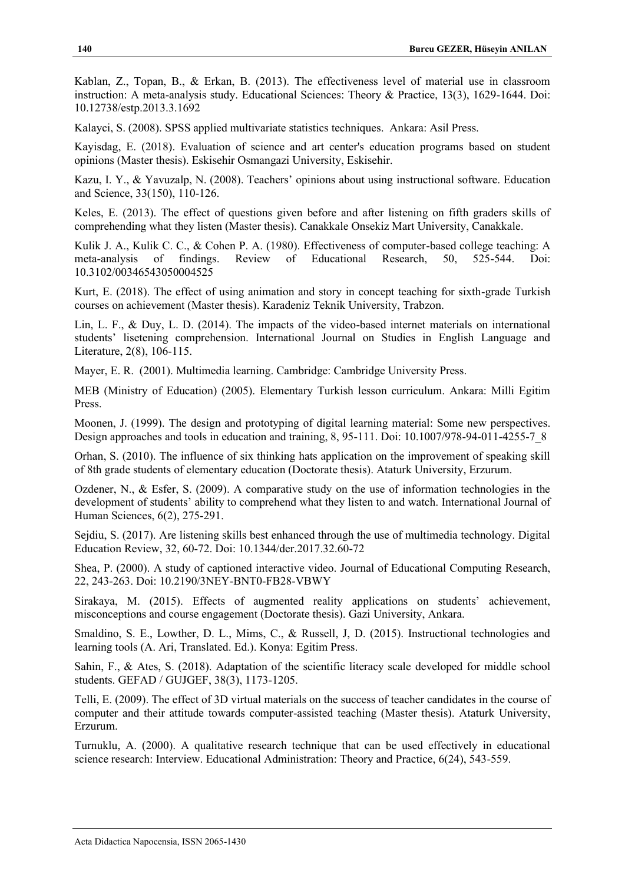Kablan, Z., Topan, B., & Erkan, B. (2013). The effectiveness level of material use in classroom instruction: A meta-analysis study. Educational Sciences: Theory & Practice, 13(3), 1629-1644. Doi: 10.12738/estp.2013.3.1692

Kalayci, S. (2008). SPSS applied multivariate statistics techniques. Ankara: Asil Press.

Kayisdag, E. (2018). Evaluation of science and art center's education programs based on student opinions (Master thesis). Eskisehir Osmangazi University, Eskisehir.

Kazu, I. Y., & Yavuzalp, N. (2008). Teachers' opinions about using instructional software. Education and Science, 33(150), 110-126.

Keles, E. (2013). The effect of questions given before and after listening on fifth graders skills of comprehending what they listen (Master thesis). Canakkale Onsekiz Mart University, Canakkale.

Kulik J. A., Kulik C. C., & Cohen P. A. (1980). Effectiveness of computer-based college teaching: A meta-analysis of findings. Review of Educational Research, 50, 525-544. Doi: 10.3102/00346543050004525

Kurt, E. (2018). The effect of using animation and story in concept teaching for sixth-grade Turkish courses on achievement (Master thesis). Karadeniz Teknik University, Trabzon.

Lin, L. F., & Duy, L. D. (2014). The impacts of the video-based internet materials on international students' lisetening comprehension. International Journal on Studies in English Language and Literature, 2(8), 106-115.

Mayer, E. R. (2001). Multimedia learning. Cambridge: Cambridge University Press.

MEB (Ministry of Education) (2005). Elementary Turkish lesson curriculum. Ankara: Milli Egitim Press.

Moonen, J. (1999). The design and prototyping of digital learning material: Some new perspectives. Design approaches and tools in education and training, 8, 95-111. Doi: 10.1007/978-94-011-4255-7_8

Orhan, S. (2010). The influence of six thinking hats application on the improvement of speaking skill of 8th grade students of elementary education (Doctorate thesis). Ataturk University, Erzurum.

Ozdener, N., & Esfer, S. (2009). A comparative study on the use of information technologies in the development of students' ability to comprehend what they listen to and watch. International Journal of Human Sciences, 6(2), 275-291.

Sejdiu, S. (2017). Are listening skills best enhanced through the use of multimedia technology. Digital Education Review, 32, 60-72. Doi: 10.1344/der.2017.32.60-72

Shea, P. (2000). A study of captioned interactive video. Journal of Educational Computing Research, 22, 243-263. Doi: 10.2190/3NEY-BNT0-FB28-VBWY

Sirakaya, M. (2015). Effects of augmented reality applications on students' achievement, misconceptions and course engagement (Doctorate thesis). Gazi University, Ankara.

Smaldino, S. E., Lowther, D. L., Mims, C., & Russell, J, D. (2015). Instructional technologies and learning tools (A. Ari, Translated. Ed.). Konya: Egitim Press.

Sahin, F., & Ates, S. (2018). Adaptation of the scientific literacy scale developed for middle school students. GEFAD / GUJGEF, 38(3), 1173-1205.

Telli, E. (2009). The effect of 3D virtual materials on the success of teacher candidates in the course of computer and their attitude towards computer-assisted teaching (Master thesis). Ataturk University, Erzurum.

Turnuklu, A. (2000). A qualitative research technique that can be used effectively in educational science research: Interview. Educational Administration: Theory and Practice, 6(24), 543-559.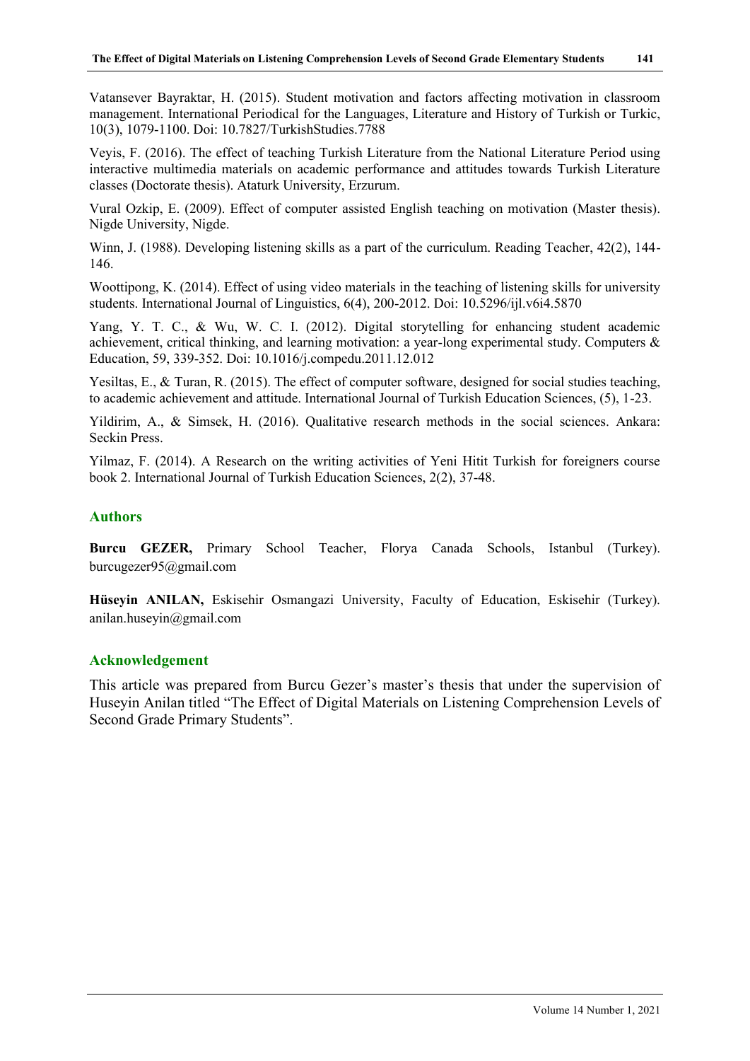Vatansever Bayraktar, H. (2015). Student motivation and factors affecting motivation in classroom management. International Periodical for the Languages, Literature and History of Turkish or Turkic, 10(3), 1079-1100. Doi: 10.7827/TurkishStudies.7788

Veyis, F. (2016). The effect of teaching Turkish Literature from the National Literature Period using interactive multimedia materials on academic performance and attitudes towards Turkish Literature classes (Doctorate thesis). Ataturk University, Erzurum.

Vural Ozkip, E. (2009). Effect of computer assisted English teaching on motivation (Master thesis). Nigde University, Nigde.

Winn, J. (1988). Developing listening skills as a part of the curriculum. Reading Teacher, 42(2), 144-146.

Woottipong, K. (2014). Effect of using video materials in the teaching of listening skills for university students. International Journal of Linguistics, 6(4), 200-2012. Doi: 10.5296/ijl.v6i4.5870

Yang, Y. T. C., & Wu, W. C. I. (2012). Digital storytelling for enhancing student academic achievement, critical thinking, and learning motivation: a year-long experimental study. Computers & Education, 59, 339-352. Doi: 10.1016/j.compedu.2011.12.012

Yesiltas, E., & Turan, R. (2015). The effect of computer software, designed for social studies teaching, to academic achievement and attitude. International Journal of Turkish Education Sciences, (5), 1-23.

Yildirim, A., & Simsek, H. (2016). Qualitative research methods in the social sciences. Ankara: Seckin Press.

Yilmaz, F. (2014). A Research on the writing activities of Yeni Hitit Turkish for foreigners course book 2. International Journal of Turkish Education Sciences, 2(2), 37-48.

## Authors

**Burcu GEZER,** Primary School Teacher, Florya Canada Schools, Istanbul (Turkey). burcugezer95@gmail.com

**Hüseyin ANILAN,** Eskisehir Osmangazi University, Faculty of Education, Eskisehir (Turkey). anilan.huseyin@gmail.com

## Acknowledgement

This article was prepared from Burcu Gezer's master's thesis that under the supervision of Huseyin Anilan titled "The Effect of Digital Materials on Listening Comprehension Levels of Second Grade Primary Students".